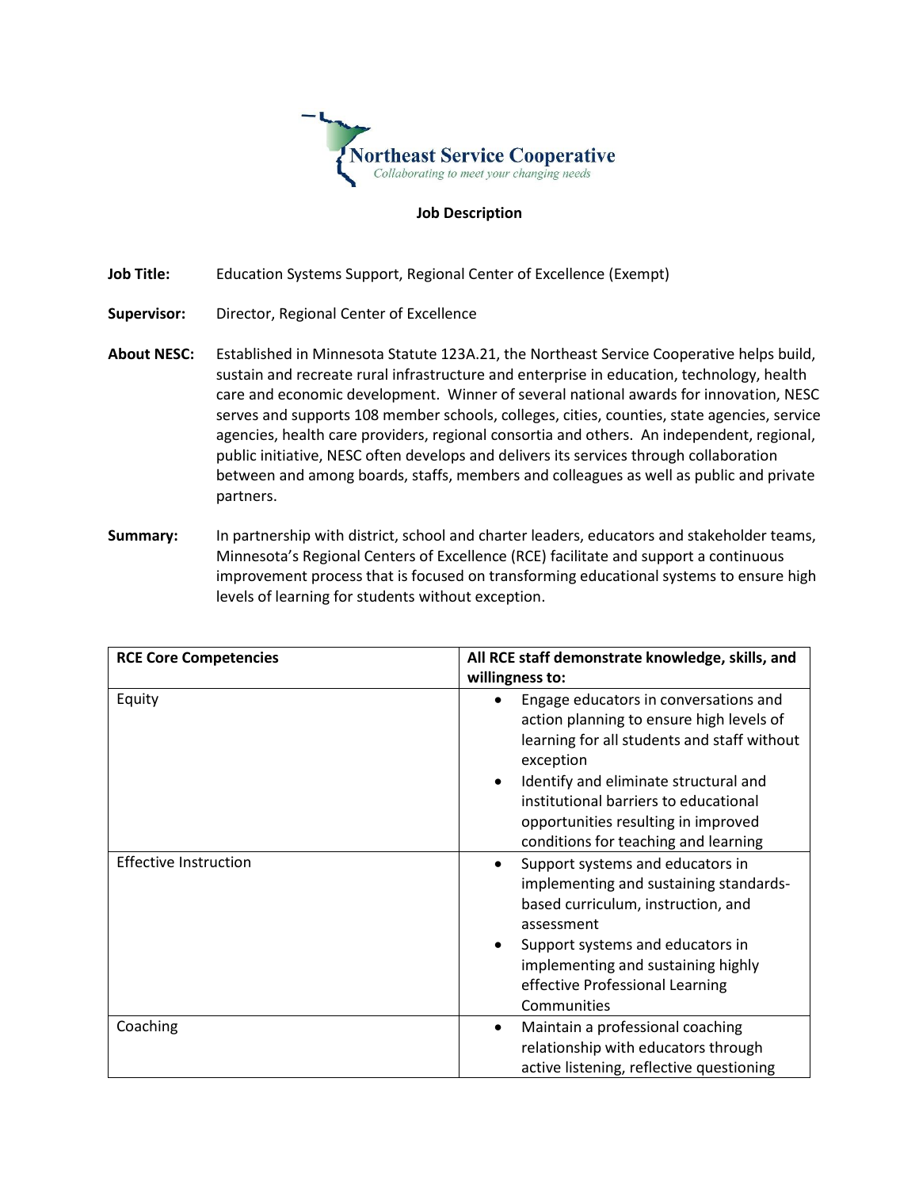Northeast Service Cooperative

*Collaborating to meet your changing needs*

## Job Description

**Job Title:** Education Systems Support, Regional Center of Excellence (Exempt)

**Supervisor:** Director, Regional Center of Excellence

**About NESC:** Established in Minnesota Statute 123A.21, the Northeast Service Cooperative helps build, sustain and recreate rural infrastructure and enterprise in education, technology, health care and economic development. Winner of several national awards for innovation, NESC serves and supports 108 member schools, colleges, cities, counties, state agencies, service agencies, health care providers, regional consortia and others. An independent, regional, public initiative, NESC often develops and delivers its services through collaboration between and among boards, staffs, members and colleagues as well as public and private partners.

**Summary:** In partnership with district, school and charter leaders, educators and stakeholder teams, Minnesota's Regional Centers of Excellence (RCE) facilitate and support a continuous improvement process that is focused on transforming educational systems to ensure high levels of learning for students without exception.

| **RCE Core Competencies** | **All RCE staff demonstrate knowledge, skills, and willingness to:** |
|---|---|
| Equity | • Engage educators in conversations and action planning to ensure high levels of learning for all students and staff without exception<br>• Identify and eliminate structural and institutional barriers to educational opportunities resulting in improved conditions for teaching and learning |
| Effective Instruction | • Support systems and educators in implementing and sustaining standards-based curriculum, instruction, and assessment<br>• Support systems and educators in implementing and sustaining highly effective Professional Learning Communities |
| Coaching | • Maintain a professional coaching relationship with educators through active listening, reflective questioning |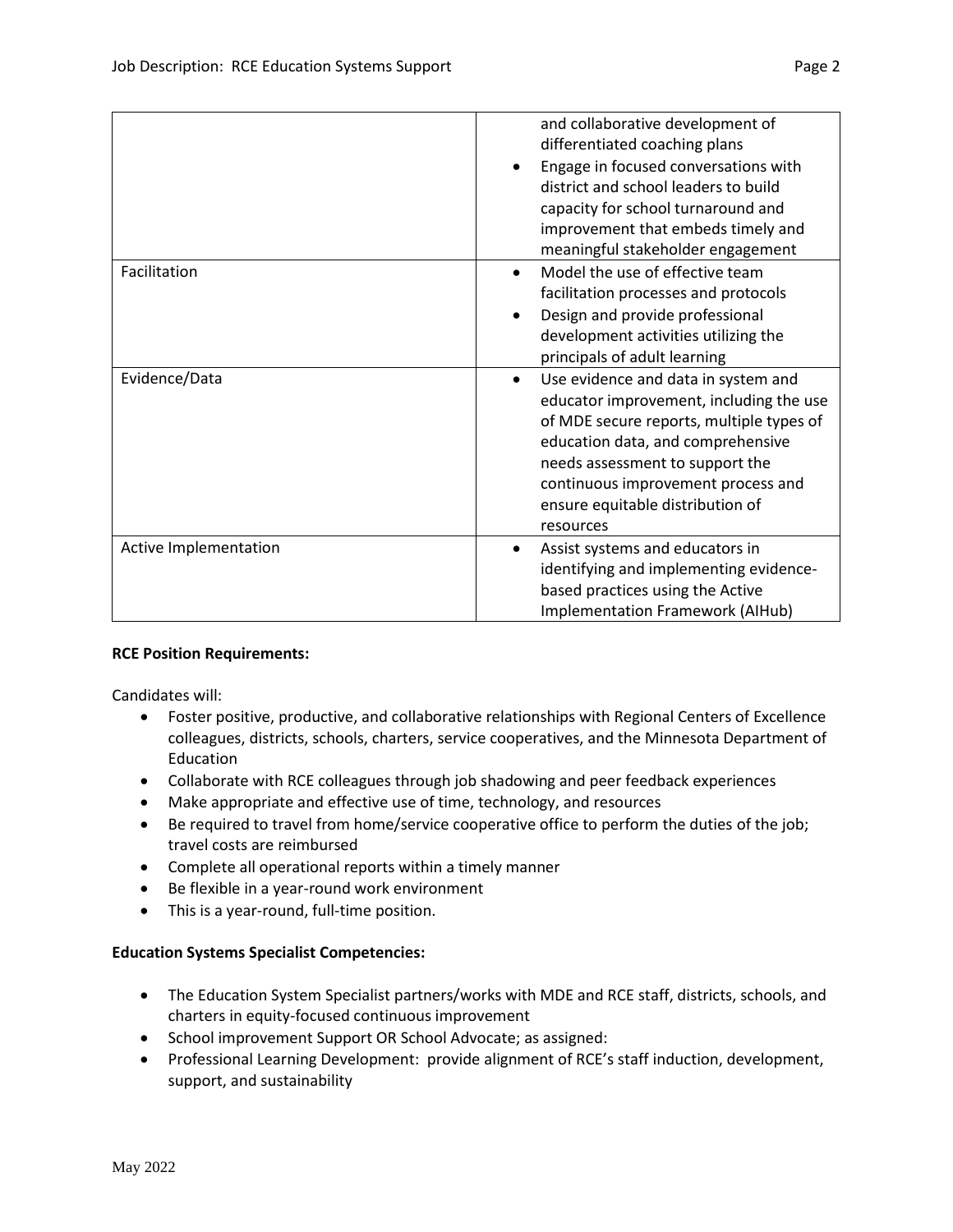| | |
|---|---|
| | and collaborative development of differentiated coaching plans<br>• Engage in focused conversations with district and school leaders to build capacity for school turnaround and improvement that embeds timely and meaningful stakeholder engagement |
| Facilitation | • Model the use of effective team facilitation processes and protocols<br>• Design and provide professional development activities utilizing the principals of adult learning |
| Evidence/Data | • Use evidence and data in system and educator improvement, including the use of MDE secure reports, multiple types of education data, and comprehensive needs assessment to support the continuous improvement process and ensure equitable distribution of resources |
| Active Implementation | • Assist systems and educators in identifying and implementing evidence-based practices using the Active Implementation Framework (AIHub) |

**RCE Position Requirements:**

Candidates will:

- Foster positive, productive, and collaborative relationships with Regional Centers of Excellence colleagues, districts, schools, charters, service cooperatives, and the Minnesota Department of Education
- Collaborate with RCE colleagues through job shadowing and peer feedback experiences
- Make appropriate and effective use of time, technology, and resources
- Be required to travel from home/service cooperative office to perform the duties of the job; travel costs are reimbursed
- Complete all operational reports within a timely manner
- Be flexible in a year-round work environment
- This is a year-round, full-time position.

**Education Systems Specialist Competencies:**

- The Education System Specialist partners/works with MDE and RCE staff, districts, schools, and charters in equity-focused continuous improvement
- School improvement Support OR School Advocate; as assigned:
- Professional Learning Development: provide alignment of RCE's staff induction, development, support, and sustainability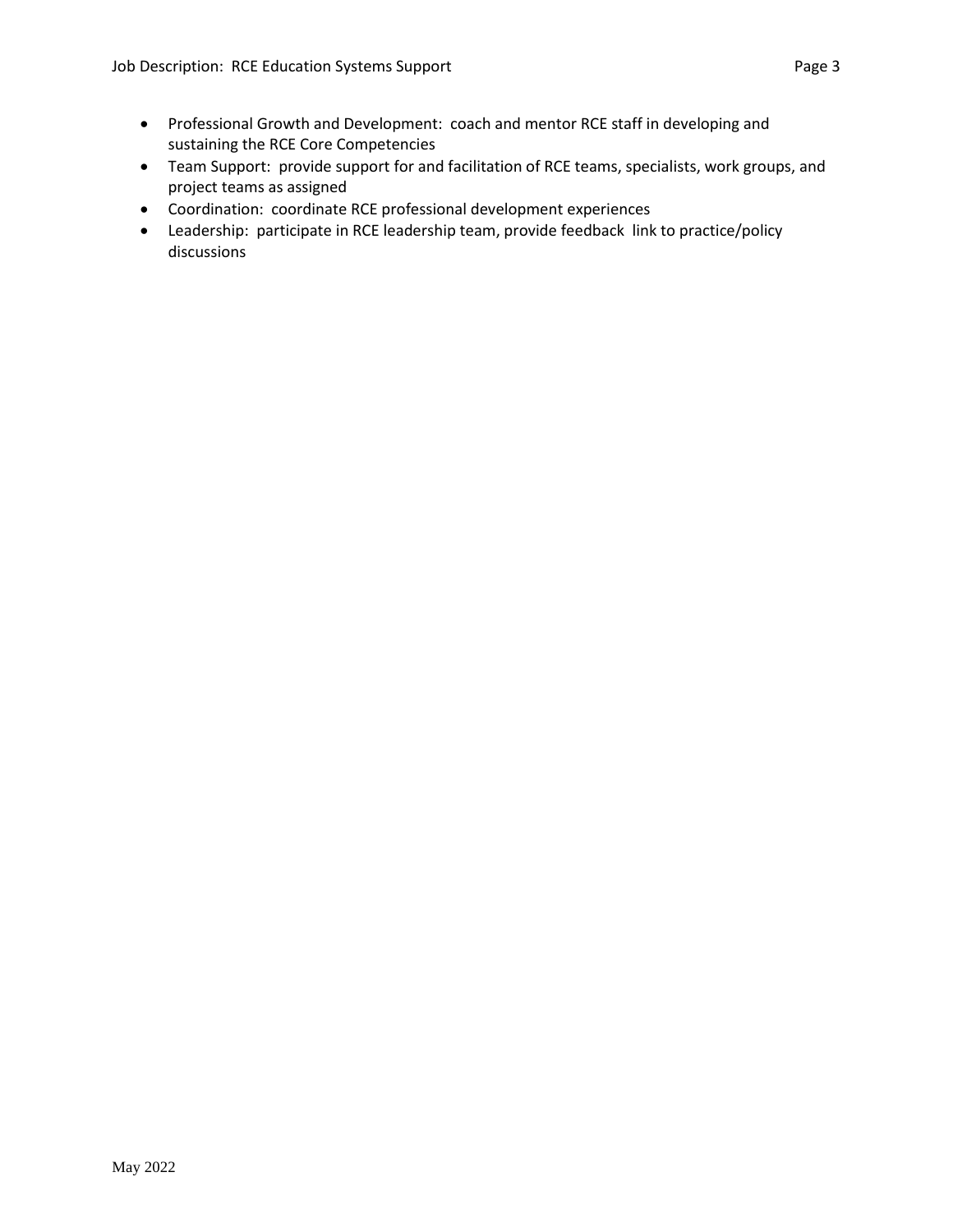- Professional Growth and Development: coach and mentor RCE staff in developing and sustaining the RCE Core Competencies
- Team Support: provide support for and facilitation of RCE teams, specialists, work groups, and project teams as assigned
- Coordination: coordinate RCE professional development experiences
- Leadership: participate in RCE leadership team, provide feedback link to practice/policy discussions

May 2022